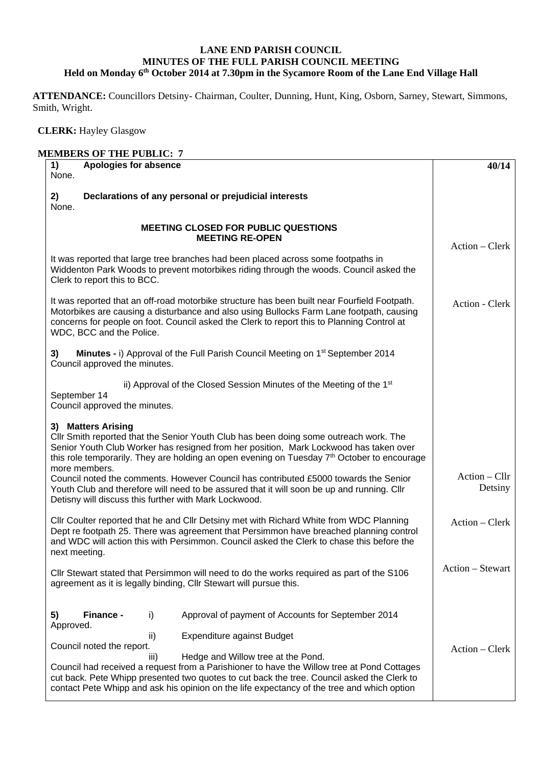**LANE END PARISH COUNCIL**
**MINUTES OF THE FULL PARISH COUNCIL MEETING**
**Held on Monday 6th October 2014 at 7.30pm in the Sycamore Room of the Lane End Village Hall**

**ATTENDANCE:** Councillors Detsiny- Chairman, Coulter, Dunning, Hunt, King, Osborn, Sarney, Stewart, Simmons, Smith, Wright.

**CLERK:** Hayley Glasgow

**MEMBERS OF THE PUBLIC: 7**

| | **40/14** |
|---|---|
| **1) Apologies for absence**<br>None. | |
| **2) Declarations of any personal or prejudicial interests**<br>None. | |
| **MEETING CLOSED FOR PUBLIC QUESTIONS**<br>**MEETING RE-OPEN** | |
| It was reported that large tree branches had been placed across some footpaths in Widdenton Park Woods to prevent motorbikes riding through the woods. Council asked the Clerk to report this to BCC. | Action – Clerk |
| It was reported that an off-road motorbike structure has been built near Fourfield Footpath. Motorbikes are causing a disturbance and also using Bullocks Farm Lane footpath, causing concerns for people on foot. Council asked the Clerk to report this to Planning Control at WDC, BCC and the Police. | Action - Clerk |
| **3) Minutes -** i) Approval of the Full Parish Council Meeting on 1st September 2014<br>Council approved the minutes. | |
| ii) Approval of the Closed Session Minutes of the Meeting of the 1st September 14<br>Council approved the minutes. | |
| **3) Matters Arising**<br>Cllr Smith reported that the Senior Youth Club has been doing some outreach work. The Senior Youth Club Worker has resigned from her position, Mark Lockwood has taken over this role temporarily. They are holding an open evening on Tuesday 7th October to encourage more members.<br>Council noted the comments. However Council has contributed £5000 towards the Senior Youth Club and therefore will need to be assured that it will soon be up and running. Cllr Detisny will discuss this further with Mark Lockwood. | Action – Cllr Detsiny |
| Cllr Coulter reported that he and Cllr Detsiny met with Richard White from WDC Planning Dept re footpath 25. There was agreement that Persimmon have breached planning control and WDC will action this with Persimmon. Council asked the Clerk to chase this before the next meeting. | Action – Clerk |
| Cllr Stewart stated that Persimmon will need to do the works required as part of the S106 agreement as it is legally binding, Cllr Stewart will pursue this. | Action – Stewart |
| **5) Finance -** i) Approval of payment of Accounts for September 2014<br>Approved.<br>ii) Expenditure against Budget<br>Council noted the report.<br>iii) Hedge and Willow tree at the Pond.<br>Council had received a request from a Parishioner to have the Willow tree at Pond Cottages cut back. Pete Whipp presented two quotes to cut back the tree. Council asked the Clerk to contact Pete Whipp and ask his opinion on the life expectancy of the tree and which option | Action – Clerk |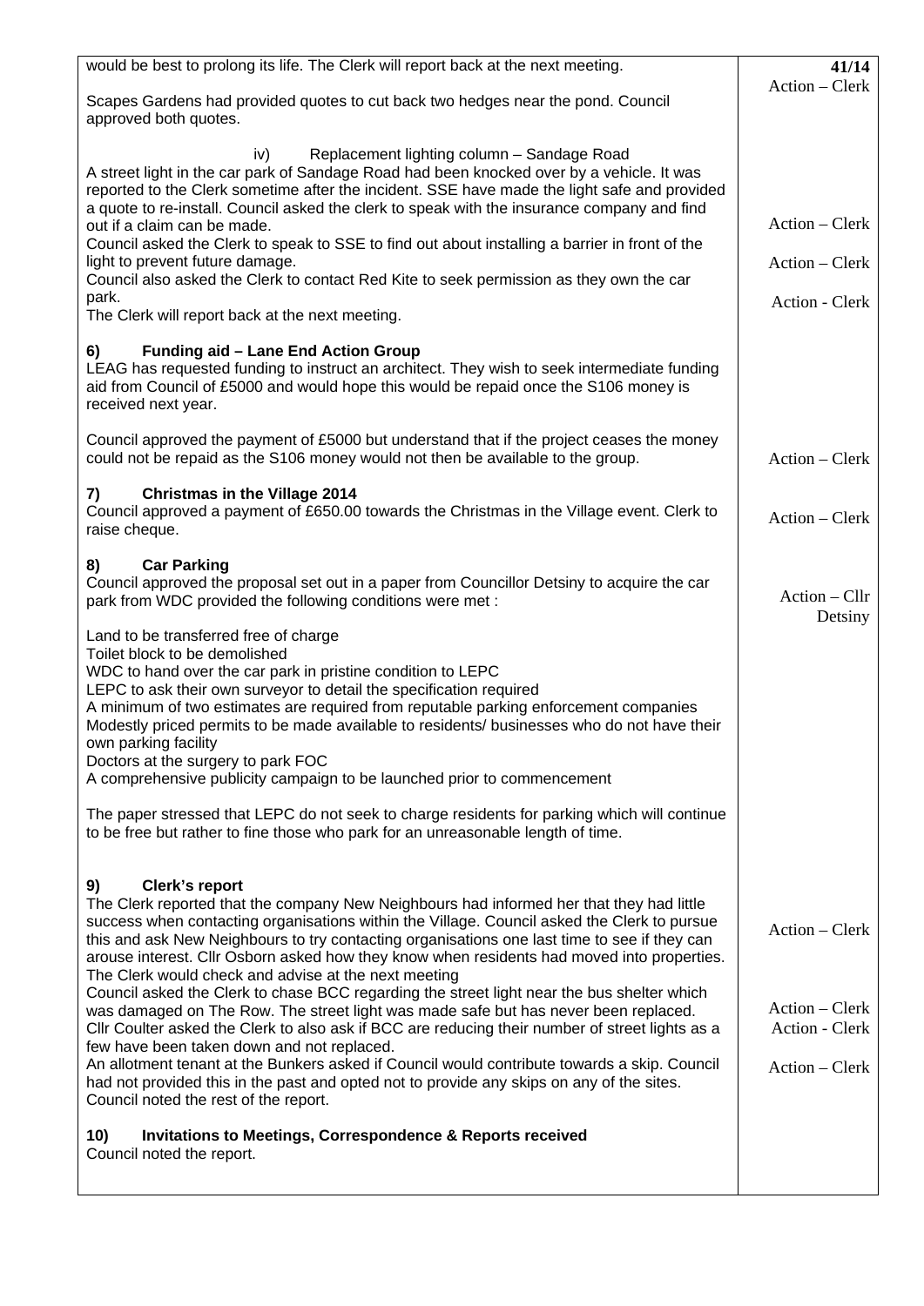| | 41/14 |
|---|---|
| would be best to prolong its life. The Clerk will report back at the next meeting. | Action – Clerk |
| Scapes Gardens had provided quotes to cut back two hedges near the pond. Council approved both quotes. | |
| iv) Replacement lighting column – Sandage Road<br>A street light in the car park of Sandage Road had been knocked over by a vehicle. It was reported to the Clerk sometime after the incident. SSE have made the light safe and provided a quote to re-install. Council asked the clerk to speak with the insurance company and find out if a claim can be made. | Action – Clerk |
| Council asked the Clerk to speak to SSE to find out about installing a barrier in front of the light to prevent future damage. | Action – Clerk |
| Council also asked the Clerk to contact Red Kite to seek permission as they own the car park.<br>The Clerk will report back at the next meeting. | Action - Clerk |
| **6) Funding aid – Lane End Action Group**<br>LEAG has requested funding to instruct an architect. They wish to seek intermediate funding aid from Council of £5000 and would hope this would be repaid once the S106 money is received next year. | |
| Council approved the payment of £5000 but understand that if the project ceases the money could not be repaid as the S106 money would not then be available to the group. | Action – Clerk |
| **7) Christmas in the Village 2014**<br>Council approved a payment of £650.00 towards the Christmas in the Village event. Clerk to raise cheque. | Action – Clerk |
| **8) Car Parking**<br>Council approved the proposal set out in a paper from Councillor Detsiny to acquire the car park from WDC provided the following conditions were met : | Action – Cllr Detsiny |
| Land to be transferred free of charge<br>Toilet block to be demolished<br>WDC to hand over the car park in pristine condition to LEPC<br>LEPC to ask their own surveyor to detail the specification required<br>A minimum of two estimates are required from reputable parking enforcement companies<br>Modestly priced permits to be made available to residents/ businesses who do not have their own parking facility<br>Doctors at the surgery to park FOC<br>A comprehensive publicity campaign to be launched prior to commencement | |
| The paper stressed that LEPC do not seek to charge residents for parking which will continue to be free but rather to fine those who park for an unreasonable length of time. | |
| **9) Clerk's report**<br>The Clerk reported that the company New Neighbours had informed her that they had little success when contacting organisations within the Village. Council asked the Clerk to pursue this and ask New Neighbours to try contacting organisations one last time to see if they can arouse interest. Cllr Osborn asked how they know when residents had moved into properties. The Clerk would check and advise at the next meeting | Action – Clerk |
| Council asked the Clerk to chase BCC regarding the street light near the bus shelter which was damaged on The Row. The street light was made safe but has never been replaced. | Action – Clerk |
| Cllr Coulter asked the Clerk to also ask if BCC are reducing their number of street lights as a few have been taken down and not replaced. | Action - Clerk |
| An allotment tenant at the Bunkers asked if Council would contribute towards a skip. Council had not provided this in the past and opted not to provide any skips on any of the sites.<br>Council noted the rest of the report. | Action – Clerk |
| **10) Invitations to Meetings, Correspondence & Reports received**<br>Council noted the report. | |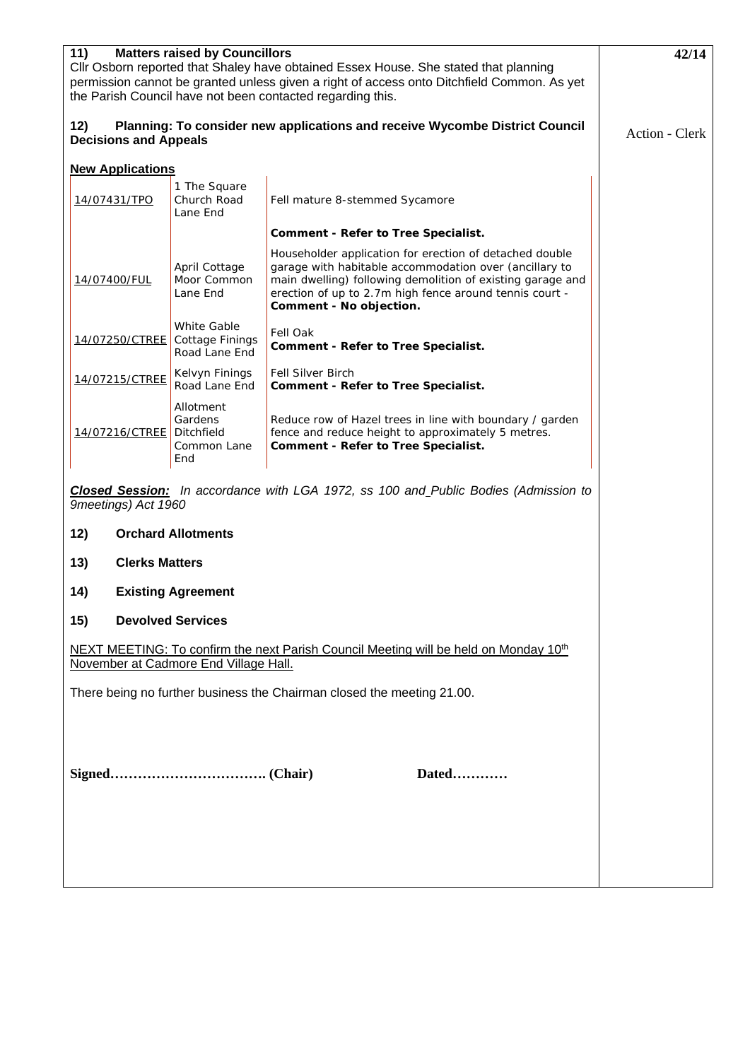**11) Matters raised by Councillors** — 42/14

Cllr Osborn reported that Shaley have obtained Essex House. She stated that planning permission cannot be granted unless given a right of access onto Ditchfield Common. As yet the Parish Council have not been contacted regarding this.

**12) Planning: To consider new applications and receive Wycombe District Council Decisions and Appeals** — Action - Clerk

**New Applications**

| | | |
|---|---|---|
| 14/07431/TPO | 1 The Square Church Road Lane End | Fell mature 8-stemmed Sycamore |
| | | **Comment - Refer to Tree Specialist.** |
| 14/07400/FUL | April Cottage Moor Common Lane End | Householder application for erection of detached double garage with habitable accommodation over (ancillary to main dwelling) following demolition of existing garage and erection of up to 2.7m high fence around tennis court - **Comment - No objection.** |
| 14/07250/CTREE | White Gable Cottage Finings Road Lane End | Fell Oak **Comment - Refer to Tree Specialist.** |
| 14/07215/CTREE | Kelvyn Finings Road Lane End | Fell Silver Birch **Comment - Refer to Tree Specialist.** |
| 14/07216/CTREE | Allotment Gardens Ditchfield Common Lane End | Reduce row of Hazel trees in line with boundary / garden fence and reduce height to approximately 5 metres. **Comment - Refer to Tree Specialist.** |

***Closed Session:*** *In accordance with LGA 1972, ss 100 and Public Bodies (Admission to 9meetings) Act 1960*

**12) Orchard Allotments**

**13) Clerks Matters**

**14) Existing Agreement**

**15) Devolved Services**

NEXT MEETING: To confirm the next Parish Council Meeting will be held on Monday 10th November at Cadmore End Village Hall.

There being no further business the Chairman closed the meeting 21.00.

**Signed……………………………. (Chair)** **Dated…………**